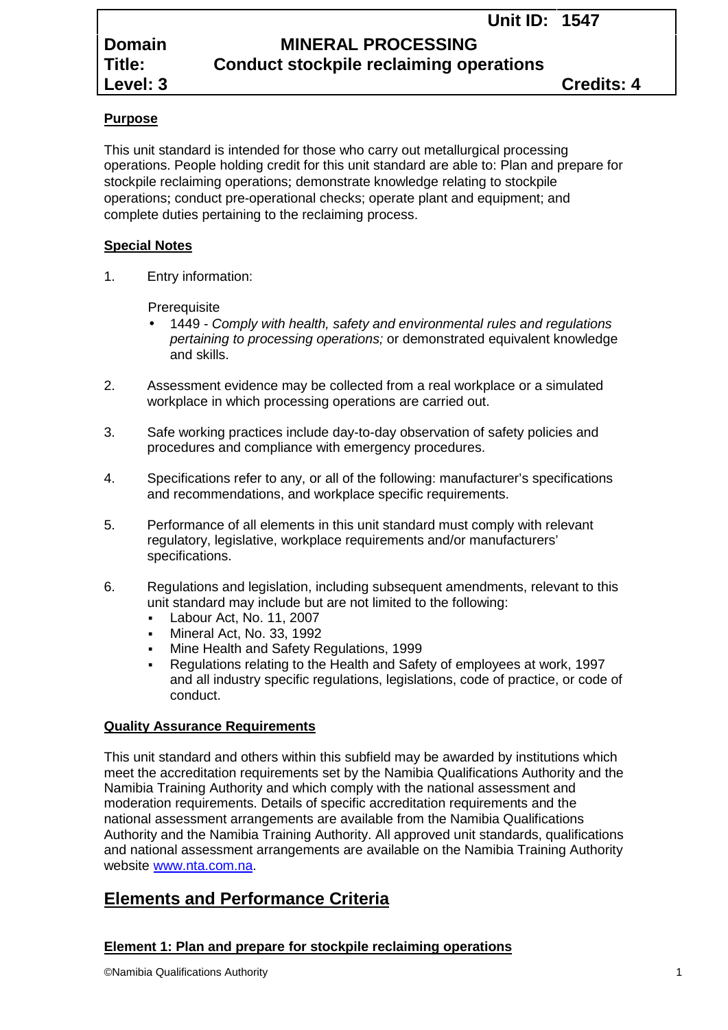| | | |
|---|---|---|
| | | **Unit ID: 1547** |
| **Domain** | **MINERAL PROCESSING** | |
| **Title:** | **Conduct stockpile reclaiming operations** | |
| **Level: 3** | | **Credits: 4** |

**Purpose**

This unit standard is intended for those who carry out metallurgical processing operations. People holding credit for this unit standard are able to: Plan and prepare for stockpile reclaiming operations; demonstrate knowledge relating to stockpile operations; conduct pre-operational checks; operate plant and equipment; and complete duties pertaining to the reclaiming process.

**Special Notes**

1. Entry information:

   Prerequisite
   - 1449 - *Comply with health, safety and environmental rules and regulations pertaining to processing operations;* or demonstrated equivalent knowledge and skills.

2. Assessment evidence may be collected from a real workplace or a simulated workplace in which processing operations are carried out.

3. Safe working practices include day-to-day observation of safety policies and procedures and compliance with emergency procedures.

4. Specifications refer to any, or all of the following: manufacturer's specifications and recommendations, and workplace specific requirements.

5. Performance of all elements in this unit standard must comply with relevant regulatory, legislative, workplace requirements and/or manufacturers' specifications.

6. Regulations and legislation, including subsequent amendments, relevant to this unit standard may include but are not limited to the following:
   - Labour Act, No. 11, 2007
   - Mineral Act, No. 33, 1992
   - Mine Health and Safety Regulations, 1999
   - Regulations relating to the Health and Safety of employees at work, 1997 and all industry specific regulations, legislations, code of practice, or code of conduct.

**Quality Assurance Requirements**

This unit standard and others within this subfield may be awarded by institutions which meet the accreditation requirements set by the Namibia Qualifications Authority and the Namibia Training Authority and which comply with the national assessment and moderation requirements. Details of specific accreditation requirements and the national assessment arrangements are available from the Namibia Qualifications Authority and the Namibia Training Authority. All approved unit standards, qualifications and national assessment arrangements are available on the Namibia Training Authority website www.nta.com.na.

## Elements and Performance Criteria

**Element 1: Plan and prepare for stockpile reclaiming operations**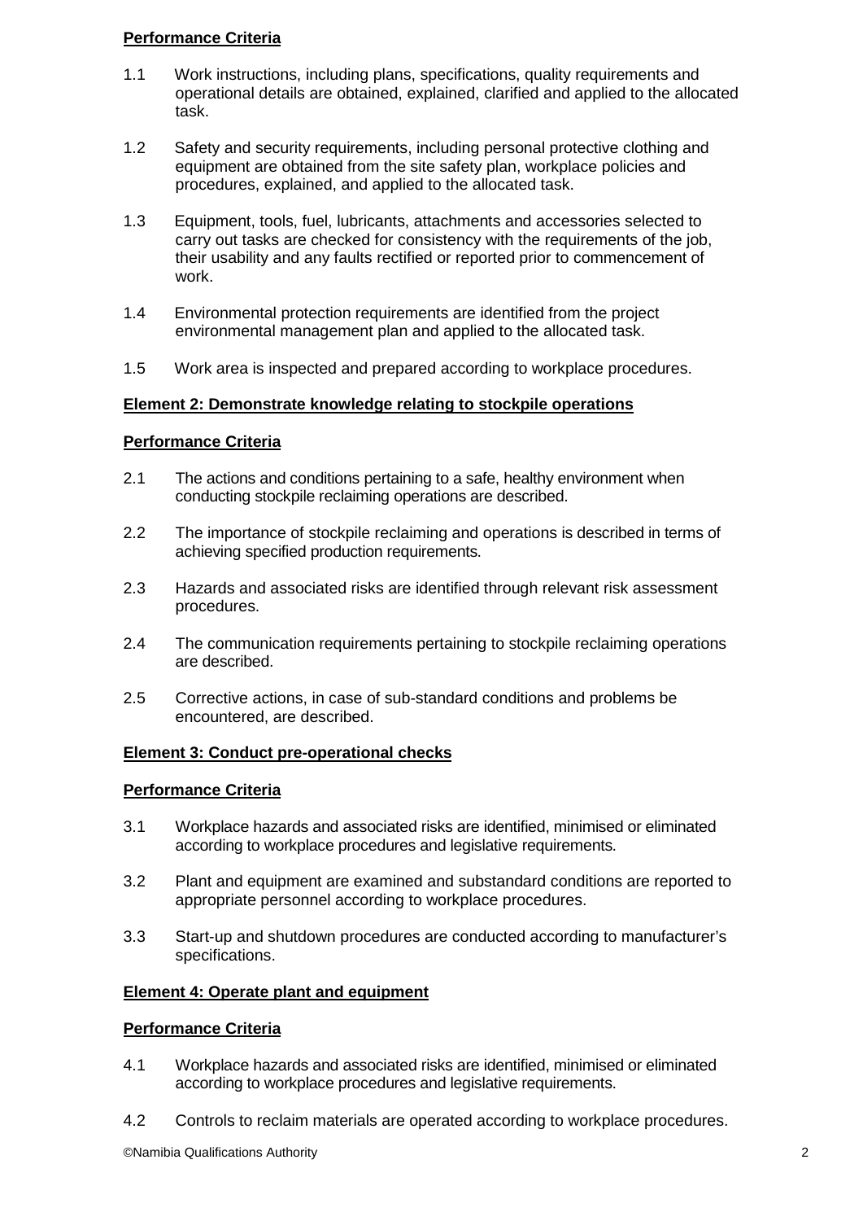**Performance Criteria**

1.1 Work instructions, including plans, specifications, quality requirements and operational details are obtained, explained, clarified and applied to the allocated task.

1.2 Safety and security requirements, including personal protective clothing and equipment are obtained from the site safety plan, workplace policies and procedures, explained, and applied to the allocated task.

1.3 Equipment, tools, fuel, lubricants, attachments and accessories selected to carry out tasks are checked for consistency with the requirements of the job, their usability and any faults rectified or reported prior to commencement of work.

1.4 Environmental protection requirements are identified from the project environmental management plan and applied to the allocated task.

1.5 Work area is inspected and prepared according to workplace procedures.

**Element 2: Demonstrate knowledge relating to stockpile operations**

**Performance Criteria**

2.1 The actions and conditions pertaining to a safe, healthy environment when conducting stockpile reclaiming operations are described.

2.2 The importance of stockpile reclaiming and operations is described in terms of achieving specified production requirements.

2.3 Hazards and associated risks are identified through relevant risk assessment procedures.

2.4 The communication requirements pertaining to stockpile reclaiming operations are described.

2.5 Corrective actions, in case of sub-standard conditions and problems be encountered, are described.

**Element 3: Conduct pre-operational checks**

**Performance Criteria**

3.1 Workplace hazards and associated risks are identified, minimised or eliminated according to workplace procedures and legislative requirements.

3.2 Plant and equipment are examined and substandard conditions are reported to appropriate personnel according to workplace procedures.

3.3 Start-up and shutdown procedures are conducted according to manufacturer's specifications.

**Element 4: Operate plant and equipment**

**Performance Criteria**

4.1 Workplace hazards and associated risks are identified, minimised or eliminated according to workplace procedures and legislative requirements.

4.2 Controls to reclaim materials are operated according to workplace procedures.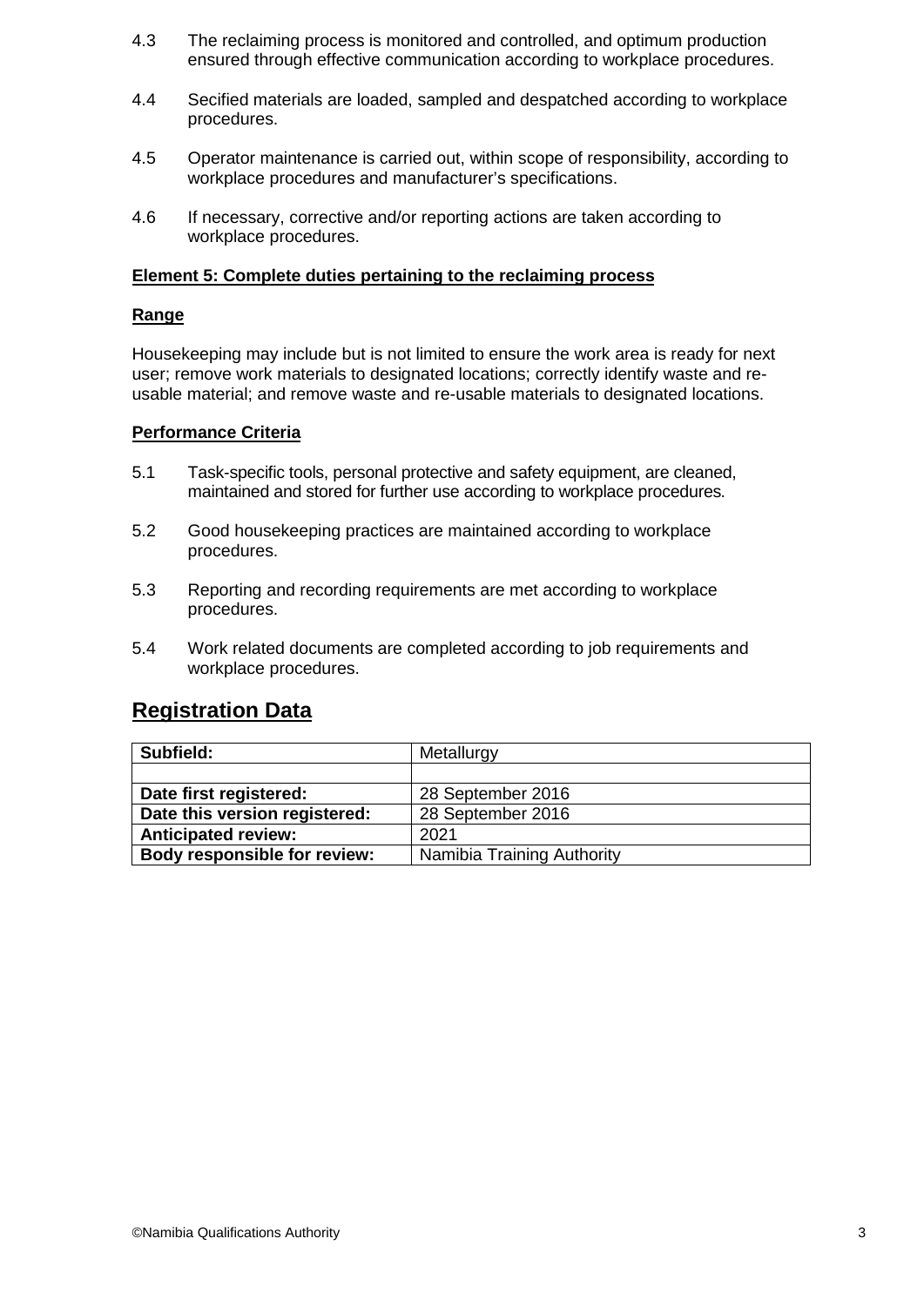4.3 The reclaiming process is monitored and controlled, and optimum production ensured through effective communication according to workplace procedures.

4.4 Secified materials are loaded, sampled and despatched according to workplace procedures.

4.5 Operator maintenance is carried out, within scope of responsibility, according to workplace procedures and manufacturer's specifications.

4.6 If necessary, corrective and/or reporting actions are taken according to workplace procedures.

**Element 5: Complete duties pertaining to the reclaiming process**

**Range**

Housekeeping may include but is not limited to ensure the work area is ready for next user; remove work materials to designated locations; correctly identify waste and re-usable material; and remove waste and re-usable materials to designated locations.

**Performance Criteria**

5.1 Task-specific tools, personal protective and safety equipment, are cleaned, maintained and stored for further use according to workplace procedures.

5.2 Good housekeeping practices are maintained according to workplace procedures.

5.3 Reporting and recording requirements are met according to workplace procedures.

5.4 Work related documents are completed according to job requirements and workplace procedures.

## Registration Data

| | |
|---|---|
| **Subfield:** | Metallurgy |
| | |
| **Date first registered:** | 28 September 2016 |
| **Date this version registered:** | 28 September 2016 |
| **Anticipated review:** | 2021 |
| **Body responsible for review:** | Namibia Training Authority |